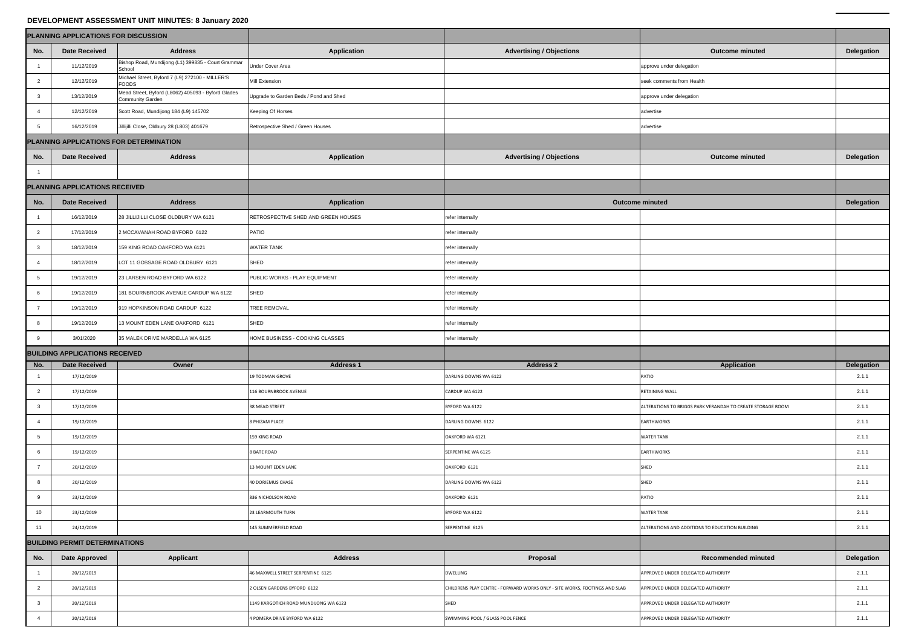# DEVELOPMENT ASSESSMENT UNIT MINUTES: 8 January 2020

## PLANNING APPLICATIONS FOR DISCUSSION

| No. | Date Received | Address | Application | Advertising / Objections | Outcome minuted | Delegation |
|---|---|---|---|---|---|---|
| 1 | 11/12/2019 | Bishop Road, Mundijong (L1) 399835 - Court Grammar School | Under Cover Area | | approve under delegation | |
| 2 | 12/12/2019 | Michael Street, Byford 7 (L9) 272100 - MILLER'S FOODS | Mill Extension | | seek comments from Health | |
| 3 | 13/12/2019 | Mead Street, Byford (L8062) 405093 - Byford Glades Community Garden | Upgrade to Garden Beds / Pond and Shed | | approve under delegation | |
| 4 | 12/12/2019 | Scott Road, Mundijong 184 (L9) 145702 | Keeping Of Horses | | advertise | |
| 5 | 16/12/2019 | Jillijilli Close, Oldbury 28 (L803) 401679 | Retrospective Shed / Green Houses | | advertise | |

## PLANNING APPLICATIONS FOR DETERMINATION

| No. | Date Received | Address | Application | Advertising / Objections | Outcome minuted | Delegation |
|---|---|---|---|---|---|---|
| 1 | | | | | | |

## PLANNING APPLICATIONS RECEIVED

| No. | Date Received | Address | Application | Outcome minuted | | Delegation |
|---|---|---|---|---|---|---|
| 1 | 16/12/2019 | 28 JILLIJILLI CLOSE OLDBURY WA 6121 | RETROSPECTIVE SHED AND GREEN HOUSES | refer internally | | |
| 2 | 17/12/2019 | 2 MCCAVANAH ROAD BYFORD 6122 | PATIO | refer internally | | |
| 3 | 18/12/2019 | 159 KING ROAD OAKFORD WA 6121 | WATER TANK | refer internally | | |
| 4 | 18/12/2019 | LOT 11 GOSSAGE ROAD OLDBURY 6121 | SHED | refer internally | | |
| 5 | 19/12/2019 | 23 LARSEN ROAD BYFORD WA 6122 | PUBLIC WORKS - PLAY EQUIPMENT | refer internally | | |
| 6 | 19/12/2019 | 181 BOURNBROOK AVENUE CARDUP WA 6122 | SHED | refer internally | | |
| 7 | 19/12/2019 | 919 HOPKINSON ROAD CARDUP 6122 | TREE REMOVAL | refer internally | | |
| 8 | 19/12/2019 | 13 MOUNT EDEN LANE OAKFORD 6121 | SHED | refer internally | | |
| 9 | 3/01/2020 | 35 MALEK DRIVE MARDELLA WA 6125 | HOME BUSINESS - COOKING CLASSES | refer internally | | |

## BUILDING APPLICATIONS RECEIVED

| No. | Date Received | Owner | Address 1 | Address 2 | Application | Delegation |
|---|---|---|---|---|---|---|
| 1 | 17/12/2019 | | 19 TODMAN GROVE | DARLING DOWNS WA 6122 | PATIO | 2.1.1 |
| 2 | 17/12/2019 | | 116 BOURNBROOK AVENUE | CARDUP WA 6122 | RETAINING WALL | 2.1.1 |
| 3 | 17/12/2019 | | 38 MEAD STREET | BYFORD WA 6122 | ALTERATIONS TO BRIGGS PARK VERANDAH TO CREATE STORAGE ROOM | 2.1.1 |
| 4 | 19/12/2019 | | 8 PHIZAM PLACE | DARLING DOWNS 6122 | EARTHWORKS | 2.1.1 |
| 5 | 19/12/2019 | | 159 KING ROAD | OAKFORD WA 6121 | WATER TANK | 2.1.1 |
| 6 | 19/12/2019 | | 8 BATE ROAD | SERPENTINE WA 6125 | EARTHWORKS | 2.1.1 |
| 7 | 20/12/2019 | | 13 MOUNT EDEN LANE | OAKFORD 6121 | SHED | 2.1.1 |
| 8 | 20/12/2019 | | 40 DORIEMUS CHASE | DARLING DOWNS WA 6122 | SHED | 2.1.1 |
| 9 | 23/12/2019 | | 836 NICHOLSON ROAD | OAKFORD 6121 | PATIO | 2.1.1 |
| 10 | 23/12/2019 | | 23 LEARMOUTH TURN | BYFORD WA 6122 | WATER TANK | 2.1.1 |
| 11 | 24/12/2019 | | 145 SUMMERFIELD ROAD | SERPENTINE 6125 | ALTERATIONS AND ADDITIONS TO EDUCATION BUILDING | 2.1.1 |

## BUILDING PERMIT DETERMINATIONS

| No. | Date Approved | Applicant | Address | Proposal | Recommended minuted | Delegation |
|---|---|---|---|---|---|---|
| 1 | 20/12/2019 | | 46 MAXWELL STREET SERPENTINE 6125 | DWELLING | APPROVED UNDER DELEGATED AUTHORITY | 2.1.1 |
| 2 | 20/12/2019 | | 2 OLSEN GARDENS BYFORD 6122 | CHILDRENS PLAY CENTRE - FORWARD WORKS ONLY - SITE WORKS, FOOTINGS AND SLAB | APPROVED UNDER DELEGATED AUTHORITY | 2.1.1 |
| 3 | 20/12/2019 | | 1149 KARGOTICH ROAD MUNDIJONG WA 6123 | SHED | APPROVED UNDER DELEGATED AUTHORITY | 2.1.1 |
| 4 | 20/12/2019 | | 4 POMERA DRIVE BYFORD WA 6122 | SWIMMING POOL / GLASS POOL FENCE | APPROVED UNDER DELEGATED AUTHORITY | 2.1.1 |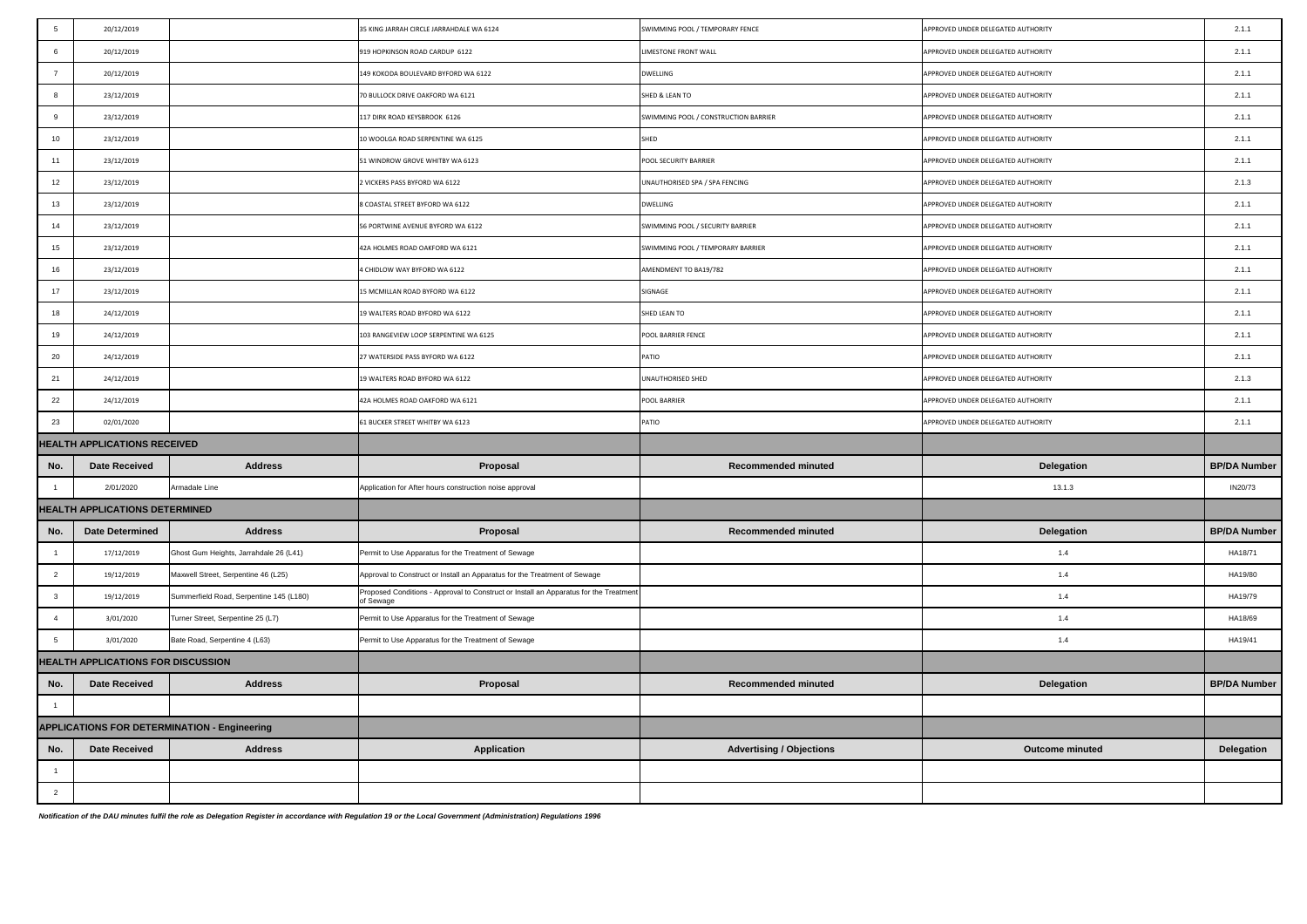| | | | | | | |
|---|---|---|---|---|---|---|
| 5 | 20/12/2019 | | 35 KING JARRAH CIRCLE JARRAHDALE WA 6124 | SWIMMING POOL / TEMPORARY FENCE | APPROVED UNDER DELEGATED AUTHORITY | 2.1.1 |
| 6 | 20/12/2019 | | 919 HOPKINSON ROAD CARDUP 6122 | LIMESTONE FRONT WALL | APPROVED UNDER DELEGATED AUTHORITY | 2.1.1 |
| 7 | 20/12/2019 | | 149 KOKODA BOULEVARD BYFORD WA 6122 | DWELLING | APPROVED UNDER DELEGATED AUTHORITY | 2.1.1 |
| 8 | 23/12/2019 | | 70 BULLOCK DRIVE OAKFORD WA 6121 | SHED & LEAN TO | APPROVED UNDER DELEGATED AUTHORITY | 2.1.1 |
| 9 | 23/12/2019 | | 117 DIRK ROAD KEYSBROOK 6126 | SWIMMING POOL / CONSTRUCTION BARRIER | APPROVED UNDER DELEGATED AUTHORITY | 2.1.1 |
| 10 | 23/12/2019 | | 10 WOOLGA ROAD SERPENTINE WA 6125 | SHED | APPROVED UNDER DELEGATED AUTHORITY | 2.1.1 |
| 11 | 23/12/2019 | | 51 WINDROW GROVE WHITBY WA 6123 | POOL SECURITY BARRIER | APPROVED UNDER DELEGATED AUTHORITY | 2.1.1 |
| 12 | 23/12/2019 | | 2 VICKERS PASS BYFORD WA 6122 | UNAUTHORISED SPA / SPA FENCING | APPROVED UNDER DELEGATED AUTHORITY | 2.1.3 |
| 13 | 23/12/2019 | | 8 COASTAL STREET BYFORD WA 6122 | DWELLING | APPROVED UNDER DELEGATED AUTHORITY | 2.1.1 |
| 14 | 23/12/2019 | | 56 PORTWINE AVENUE BYFORD WA 6122 | SWIMMING POOL / SECURITY BARRIER | APPROVED UNDER DELEGATED AUTHORITY | 2.1.1 |
| 15 | 23/12/2019 | | 42A HOLMES ROAD OAKFORD WA 6121 | SWIMMING POOL / TEMPORARY BARRIER | APPROVED UNDER DELEGATED AUTHORITY | 2.1.1 |
| 16 | 23/12/2019 | | 4 CHIDLOW WAY BYFORD WA 6122 | AMENDMENT TO BA19/782 | APPROVED UNDER DELEGATED AUTHORITY | 2.1.1 |
| 17 | 23/12/2019 | | 15 MCMILLAN ROAD BYFORD WA 6122 | SIGNAGE | APPROVED UNDER DELEGATED AUTHORITY | 2.1.1 |
| 18 | 24/12/2019 | | 19 WALTERS ROAD BYFORD WA 6122 | SHED LEAN TO | APPROVED UNDER DELEGATED AUTHORITY | 2.1.1 |
| 19 | 24/12/2019 | | 103 RANGEVIEW LOOP SERPENTINE WA 6125 | POOL BARRIER FENCE | APPROVED UNDER DELEGATED AUTHORITY | 2.1.1 |
| 20 | 24/12/2019 | | 27 WATERSIDE PASS BYFORD WA 6122 | PATIO | APPROVED UNDER DELEGATED AUTHORITY | 2.1.1 |
| 21 | 24/12/2019 | | 19 WALTERS ROAD BYFORD WA 6122 | UNAUTHORISED SHED | APPROVED UNDER DELEGATED AUTHORITY | 2.1.3 |
| 22 | 24/12/2019 | | 42A HOLMES ROAD OAKFORD WA 6121 | POOL BARRIER | APPROVED UNDER DELEGATED AUTHORITY | 2.1.1 |
| 23 | 02/01/2020 | | 61 BUCKER STREET WHITBY WA 6123 | PATIO | APPROVED UNDER DELEGATED AUTHORITY | 2.1.1 |

**HEALTH APPLICATIONS RECEIVED**

| No. | Date Received | Address | Proposal | Recommended minuted | Delegation | BP/DA Number |
|---|---|---|---|---|---|---|
| 1 | 2/01/2020 | Armadale Line | Application for After hours construction noise approval | | 13.1.3 | IN20/73 |

**HEALTH APPLICATIONS DETERMINED**

| No. | Date Determined | Address | Proposal | Recommended minuted | Delegation | BP/DA Number |
|---|---|---|---|---|---|---|
| 1 | 17/12/2019 | Ghost Gum Heights, Jarrahdale 26 (L41) | Permit to Use Apparatus for the Treatment of Sewage | | 1.4 | HA18/71 |
| 2 | 19/12/2019 | Maxwell Street, Serpentine 46 (L25) | Approval to Construct or Install an Apparatus for the Treatment of Sewage | | 1.4 | HA19/80 |
| 3 | 19/12/2019 | Summerfield Road, Serpentine 145 (L180) | Proposed Conditions - Approval to Construct or Install an Apparatus for the Treatment of Sewage | | 1.4 | HA19/79 |
| 4 | 3/01/2020 | Turner Street, Serpentine 25 (L7) | Permit to Use Apparatus for the Treatment of Sewage | | 1.4 | HA18/69 |
| 5 | 3/01/2020 | Bate Road, Serpentine 4 (L63) | Permit to Use Apparatus for the Treatment of Sewage | | 1.4 | HA19/41 |

**HEALTH APPLICATIONS FOR DISCUSSION**

| No. | Date Received | Address | Proposal | Recommended minuted | Delegation | BP/DA Number |
|---|---|---|---|---|---|---|
| 1 | | | | | | |

**APPLICATIONS FOR DETERMINATION - Engineering**

| No. | Date Received | Address | Application | Advertising / Objections | Outcome minuted | Delegation |
|---|---|---|---|---|---|---|
| 1 | | | | | | |
| 2 | | | | | | |

***Notification of the DAU minutes fulfil the role as Delegation Register in accordance with Regulation 19 or the Local Government (Administration) Regulations 1996***